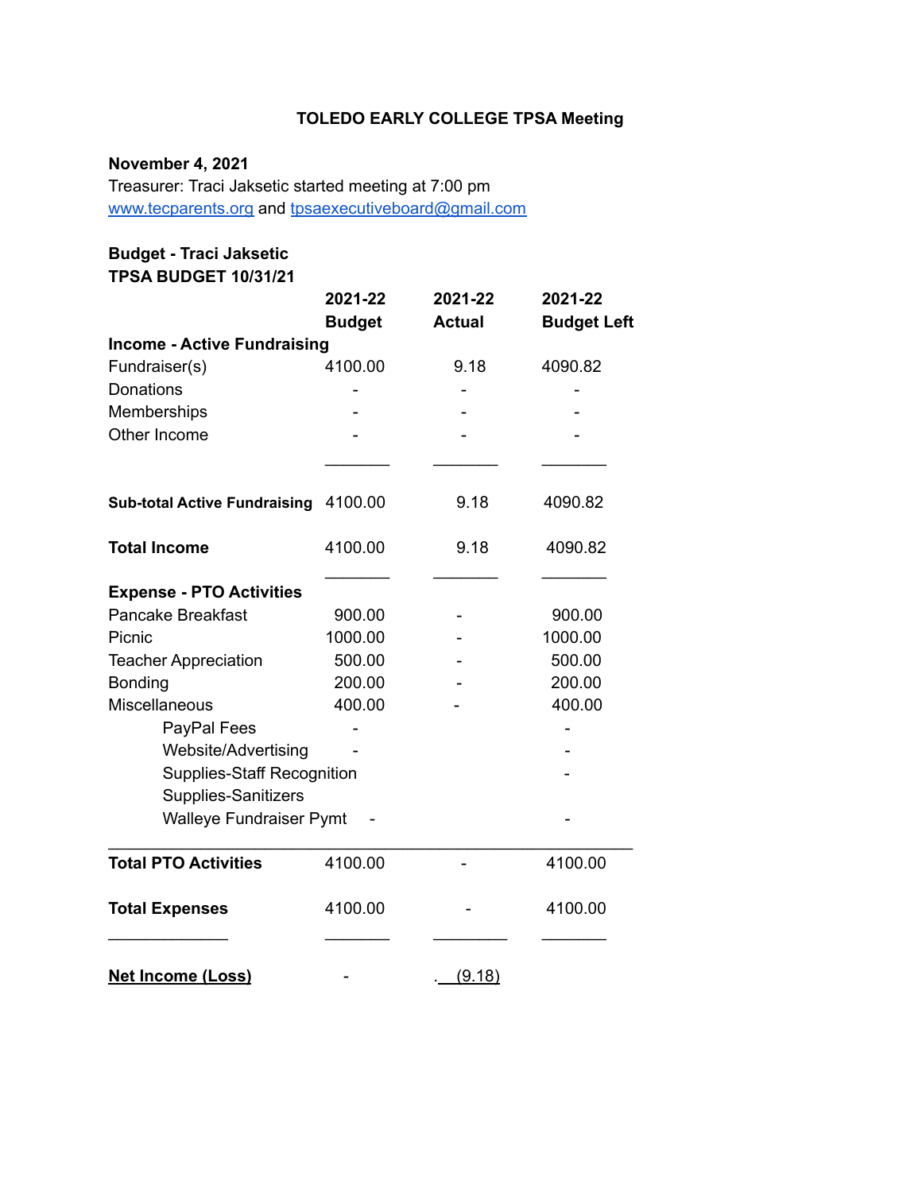**TOLEDO EARLY COLLEGE TPSA Meeting**

**November 4, 2021**

Treasurer: Traci Jaksetic started meeting at 7:00 pm

www.tecparents.org and tpsaexecutiveboard@gmail.com

**Budget - Traci Jaksetic**

**TPSA BUDGET 10/31/21**

| | **2021-22 Budget** | **2021-22 Actual** | **2021-22 Budget Left** |
|---|---|---|---|
| **Income - Active Fundraising** | | | |
| Fundraiser(s) | 4100.00 | 9.18 | 4090.82 |
| Donations | - | - | - |
| Memberships | - | - | - |
| Other Income | - | - | - |
| **Sub-total Active Fundraising** | 4100.00 | 9.18 | 4090.82 |
| **Total Income** | 4100.00 | 9.18 | 4090.82 |
| **Expense - PTO Activities** | | | |
| Pancake Breakfast | 900.00 | - | 900.00 |
| Picnic | 1000.00 | - | 1000.00 |
| Teacher Appreciation | 500.00 | - | 500.00 |
| Bonding | 200.00 | - | 200.00 |
| Miscellaneous | 400.00 | - | 400.00 |
| PayPal Fees | - | | - |
| Website/Advertising | - | | - |
| Supplies-Staff Recognition | | | - |
| Supplies-Sanitizers | | | |
| Walleye Fundraiser Pymt | - | | - |
| **Total PTO Activities** | 4100.00 | - | 4100.00 |
| **Total Expenses** | 4100.00 | - | 4100.00 |
| **Net Income (Loss)** | - | (9.18) | |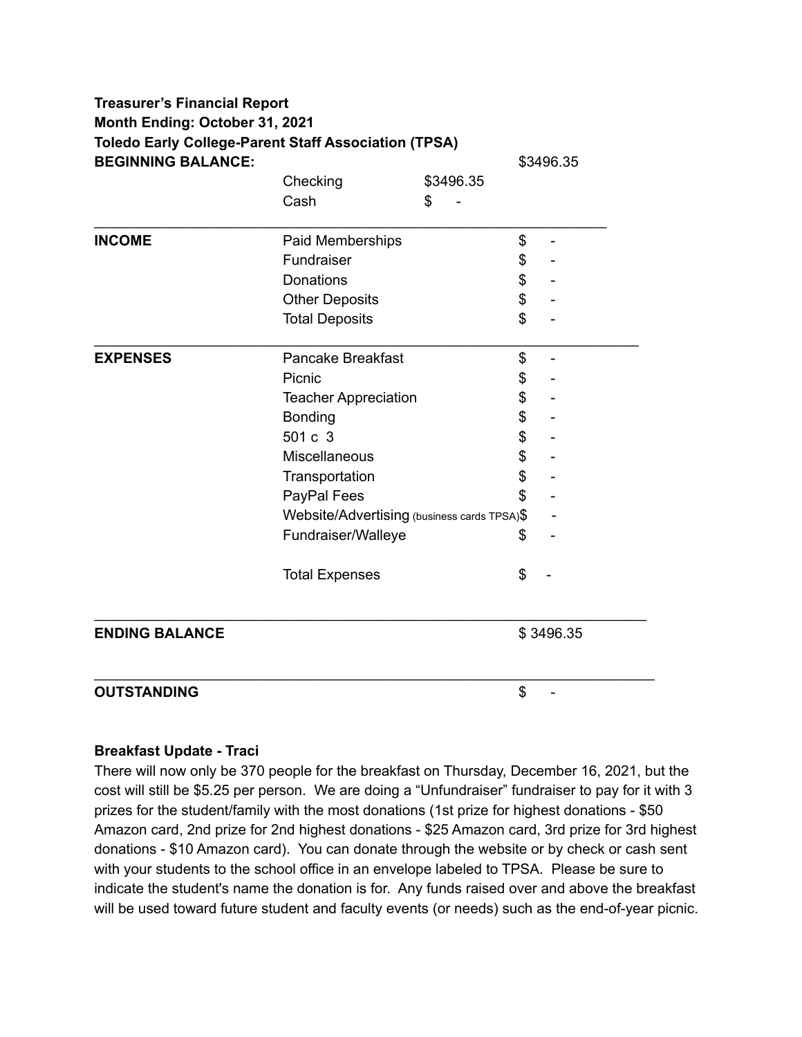**Treasurer's Financial Report**
**Month Ending: October 31, 2021**
**Toledo Early College-Parent Staff Association (TPSA)**

| | | | |
|---|---|---|---|
| **BEGINNING BALANCE:** | | | $3496.35 |
| | Checking | $3496.35 | |
| | Cash | $ - | |
| **INCOME** | Paid Memberships | | $ - |
| | Fundraiser | | $ - |
| | Donations | | $ - |
| | Other Deposits | | $ - |
| | Total Deposits | | $ - |
| **EXPENSES** | Pancake Breakfast | | $ - |
| | Picnic | | $ - |
| | Teacher Appreciation | | $ - |
| | Bonding | | $ - |
| | 501 c 3 | | $ - |
| | Miscellaneous | | $ - |
| | Transportation | | $ - |
| | PayPal Fees | | $ - |
| | Website/Advertising (business cards TPSA) | | $ - |
| | Fundraiser/Walleye | | $ - |
| | Total Expenses | | $ - |
| **ENDING BALANCE** | | | $ 3496.35 |
| **OUTSTANDING** | | | $ - |

**Breakfast Update - Traci**

There will now only be 370 people for the breakfast on Thursday, December 16, 2021, but the cost will still be $5.25 per person. We are doing a "Unfundraiser" fundraiser to pay for it with 3 prizes for the student/family with the most donations (1st prize for highest donations - $50 Amazon card, 2nd prize for 2nd highest donations - $25 Amazon card, 3rd prize for 3rd highest donations - $10 Amazon card). You can donate through the website or by check or cash sent with your students to the school office in an envelope labeled to TPSA. Please be sure to indicate the student's name the donation is for. Any funds raised over and above the breakfast will be used toward future student and faculty events (or needs) such as the end-of-year picnic.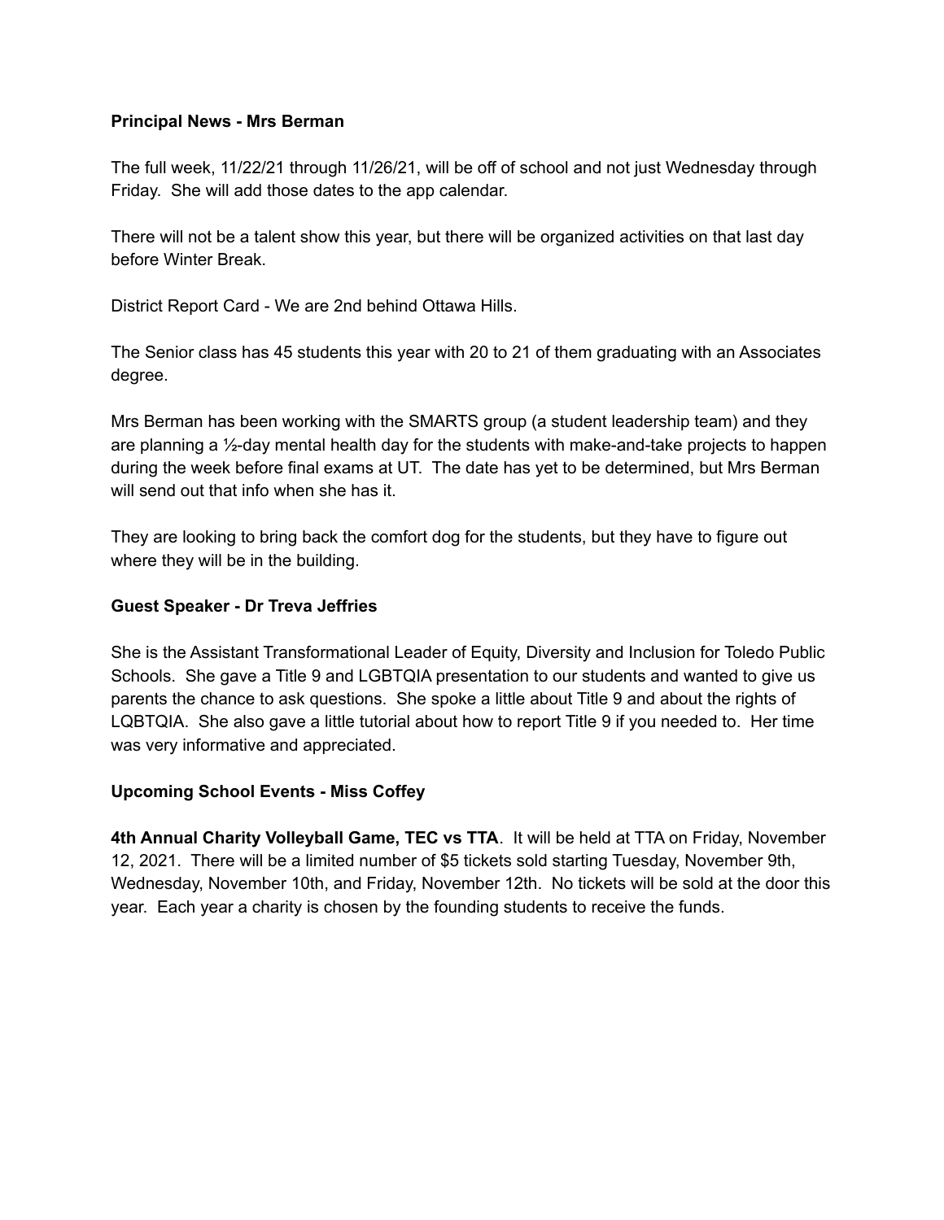**Principal News - Mrs Berman**

The full week, 11/22/21 through 11/26/21, will be off of school and not just Wednesday through Friday. She will add those dates to the app calendar.

There will not be a talent show this year, but there will be organized activities on that last day before Winter Break.

District Report Card - We are 2nd behind Ottawa Hills.

The Senior class has 45 students this year with 20 to 21 of them graduating with an Associates degree.

Mrs Berman has been working with the SMARTS group (a student leadership team) and they are planning a ½-day mental health day for the students with make-and-take projects to happen during the week before final exams at UT. The date has yet to be determined, but Mrs Berman will send out that info when she has it.

They are looking to bring back the comfort dog for the students, but they have to figure out where they will be in the building.

**Guest Speaker - Dr Treva Jeffries**

She is the Assistant Transformational Leader of Equity, Diversity and Inclusion for Toledo Public Schools. She gave a Title 9 and LGBTQIA presentation to our students and wanted to give us parents the chance to ask questions. She spoke a little about Title 9 and about the rights of LQBTQIA. She also gave a little tutorial about how to report Title 9 if you needed to. Her time was very informative and appreciated.

**Upcoming School Events - Miss Coffey**

**4th Annual Charity Volleyball Game, TEC vs TTA**. It will be held at TTA on Friday, November 12, 2021. There will be a limited number of $5 tickets sold starting Tuesday, November 9th, Wednesday, November 10th, and Friday, November 12th. No tickets will be sold at the door this year. Each year a charity is chosen by the founding students to receive the funds.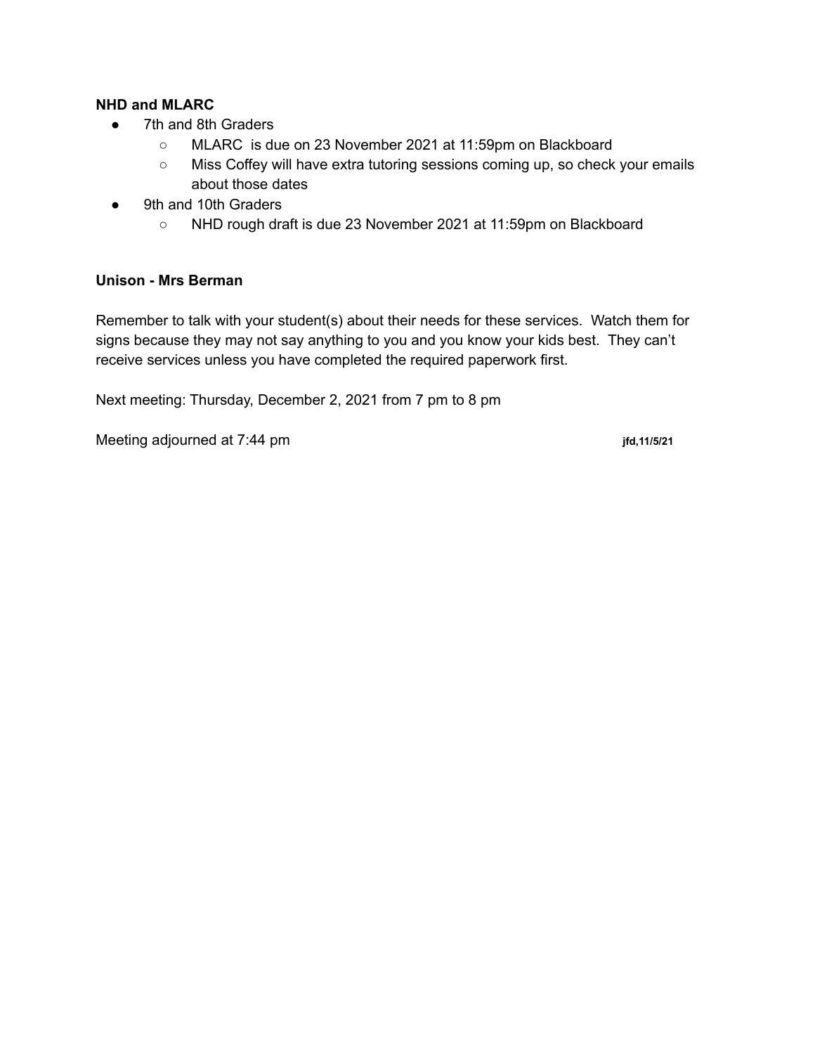**NHD and MLARC**

- 7th and 8th Graders
  - MLARC is due on 23 November 2021 at 11:59pm on Blackboard
  - Miss Coffey will have extra tutoring sessions coming up, so check your emails about those dates
- 9th and 10th Graders
  - NHD rough draft is due 23 November 2021 at 11:59pm on Blackboard

**Unison - Mrs Berman**

Remember to talk with your student(s) about their needs for these services. Watch them for signs because they may not say anything to you and you know your kids best. They can't receive services unless you have completed the required paperwork first.

Next meeting: Thursday, December 2, 2021 from 7 pm to 8 pm

Meeting adjourned at 7:44 pm **jfd,11/5/21**